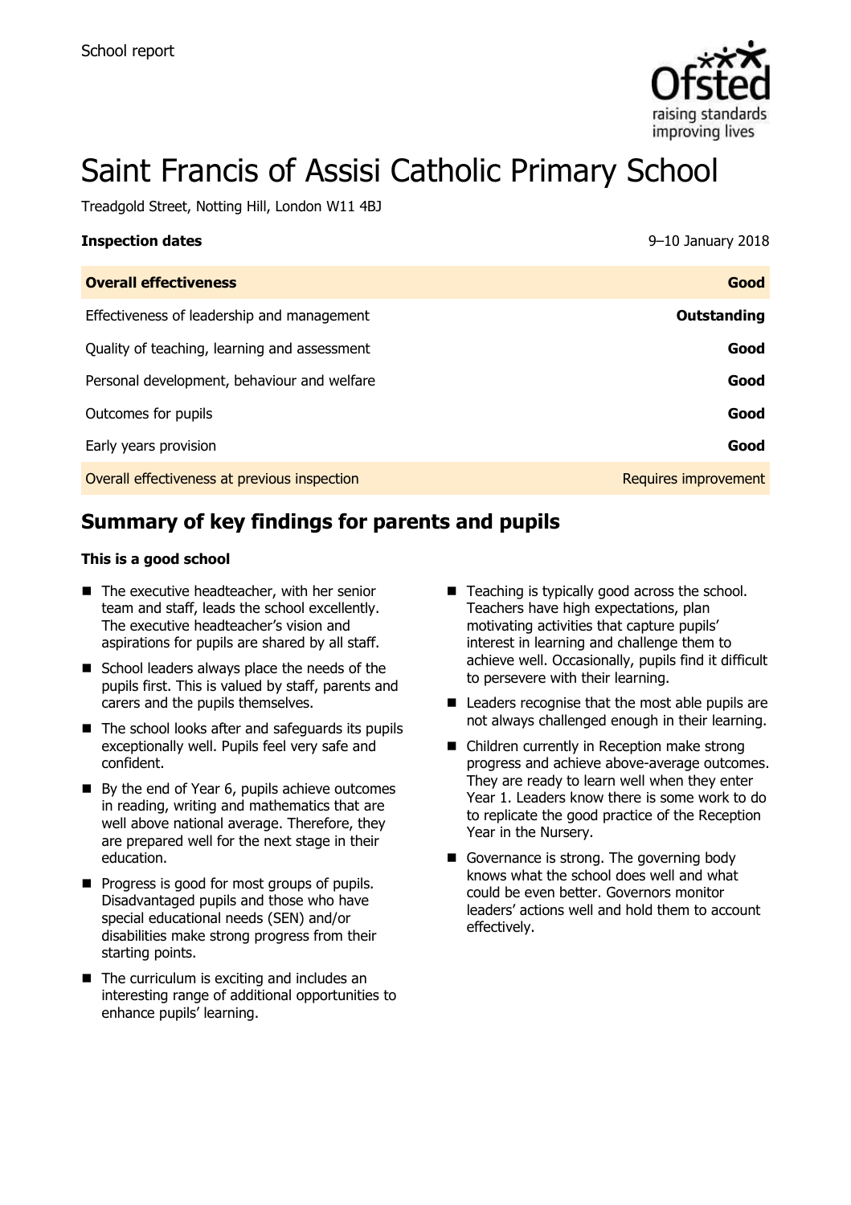School report

# Saint Francis of Assisi Catholic Primary School

Treadgold Street, Notting Hill, London W11 4BJ

| **Inspection dates** | 9–10 January 2018 |
| --- | --- |
| **Overall effectiveness** | **Good** |
| Effectiveness of leadership and management | **Outstanding** |
| Quality of teaching, learning and assessment | **Good** |
| Personal development, behaviour and welfare | **Good** |
| Outcomes for pupils | **Good** |
| Early years provision | **Good** |
| Overall effectiveness at previous inspection | Requires improvement |

## Summary of key findings for parents and pupils

**This is a good school**

- The executive headteacher, with her senior team and staff, leads the school excellently. The executive headteacher's vision and aspirations for pupils are shared by all staff.
- School leaders always place the needs of the pupils first. This is valued by staff, parents and carers and the pupils themselves.
- The school looks after and safeguards its pupils exceptionally well. Pupils feel very safe and confident.
- By the end of Year 6, pupils achieve outcomes in reading, writing and mathematics that are well above national average. Therefore, they are prepared well for the next stage in their education.
- Progress is good for most groups of pupils. Disadvantaged pupils and those who have special educational needs (SEN) and/or disabilities make strong progress from their starting points.
- The curriculum is exciting and includes an interesting range of additional opportunities to enhance pupils' learning.
- Teaching is typically good across the school. Teachers have high expectations, plan motivating activities that capture pupils' interest in learning and challenge them to achieve well. Occasionally, pupils find it difficult to persevere with their learning.
- Leaders recognise that the most able pupils are not always challenged enough in their learning.
- Children currently in Reception make strong progress and achieve above-average outcomes. They are ready to learn well when they enter Year 1. Leaders know there is some work to do to replicate the good practice of the Reception Year in the Nursery.
- Governance is strong. The governing body knows what the school does well and what could be even better. Governors monitor leaders' actions well and hold them to account effectively.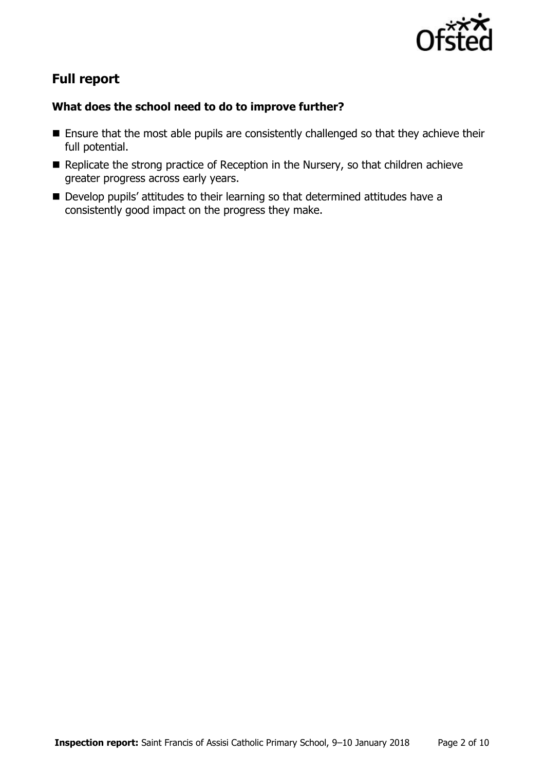## Full report

### What does the school need to do to improve further?

- Ensure that the most able pupils are consistently challenged so that they achieve their full potential.
- Replicate the strong practice of Reception in the Nursery, so that children achieve greater progress across early years.
- Develop pupils' attitudes to their learning so that determined attitudes have a consistently good impact on the progress they make.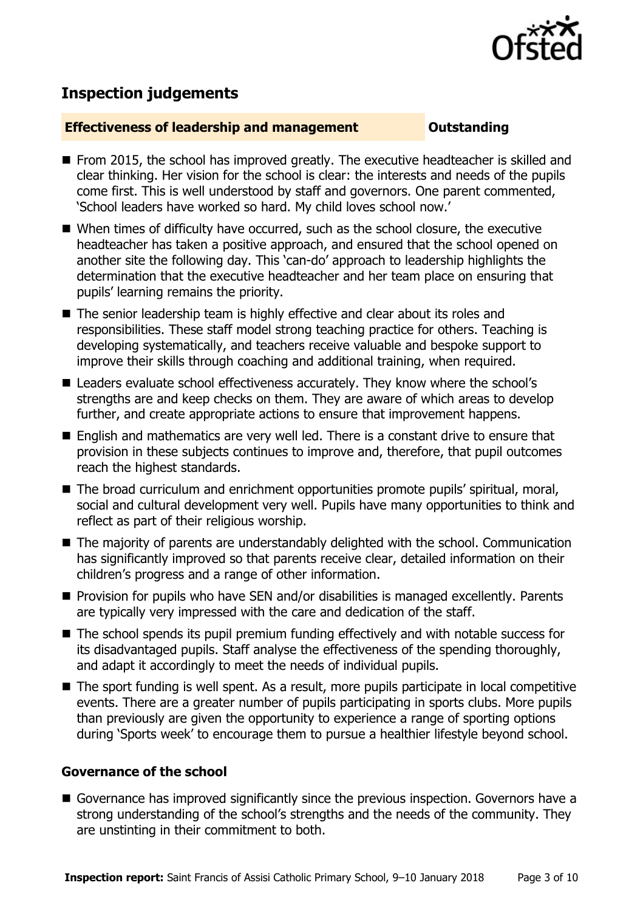## Inspection judgements

### Effectiveness of leadership and management — Outstanding

- From 2015, the school has improved greatly. The executive headteacher is skilled and clear thinking. Her vision for the school is clear: the interests and needs of the pupils come first. This is well understood by staff and governors. One parent commented, 'School leaders have worked so hard. My child loves school now.'
- When times of difficulty have occurred, such as the school closure, the executive headteacher has taken a positive approach, and ensured that the school opened on another site the following day. This 'can-do' approach to leadership highlights the determination that the executive headteacher and her team place on ensuring that pupils' learning remains the priority.
- The senior leadership team is highly effective and clear about its roles and responsibilities. These staff model strong teaching practice for others. Teaching is developing systematically, and teachers receive valuable and bespoke support to improve their skills through coaching and additional training, when required.
- Leaders evaluate school effectiveness accurately. They know where the school's strengths are and keep checks on them. They are aware of which areas to develop further, and create appropriate actions to ensure that improvement happens.
- English and mathematics are very well led. There is a constant drive to ensure that provision in these subjects continues to improve and, therefore, that pupil outcomes reach the highest standards.
- The broad curriculum and enrichment opportunities promote pupils' spiritual, moral, social and cultural development very well. Pupils have many opportunities to think and reflect as part of their religious worship.
- The majority of parents are understandably delighted with the school. Communication has significantly improved so that parents receive clear, detailed information on their children's progress and a range of other information.
- Provision for pupils who have SEN and/or disabilities is managed excellently. Parents are typically very impressed with the care and dedication of the staff.
- The school spends its pupil premium funding effectively and with notable success for its disadvantaged pupils. Staff analyse the effectiveness of the spending thoroughly, and adapt it accordingly to meet the needs of individual pupils.
- The sport funding is well spent. As a result, more pupils participate in local competitive events. There are a greater number of pupils participating in sports clubs. More pupils than previously are given the opportunity to experience a range of sporting options during 'Sports week' to encourage them to pursue a healthier lifestyle beyond school.

### Governance of the school

- Governance has improved significantly since the previous inspection. Governors have a strong understanding of the school's strengths and the needs of the community. They are unstinting in their commitment to both.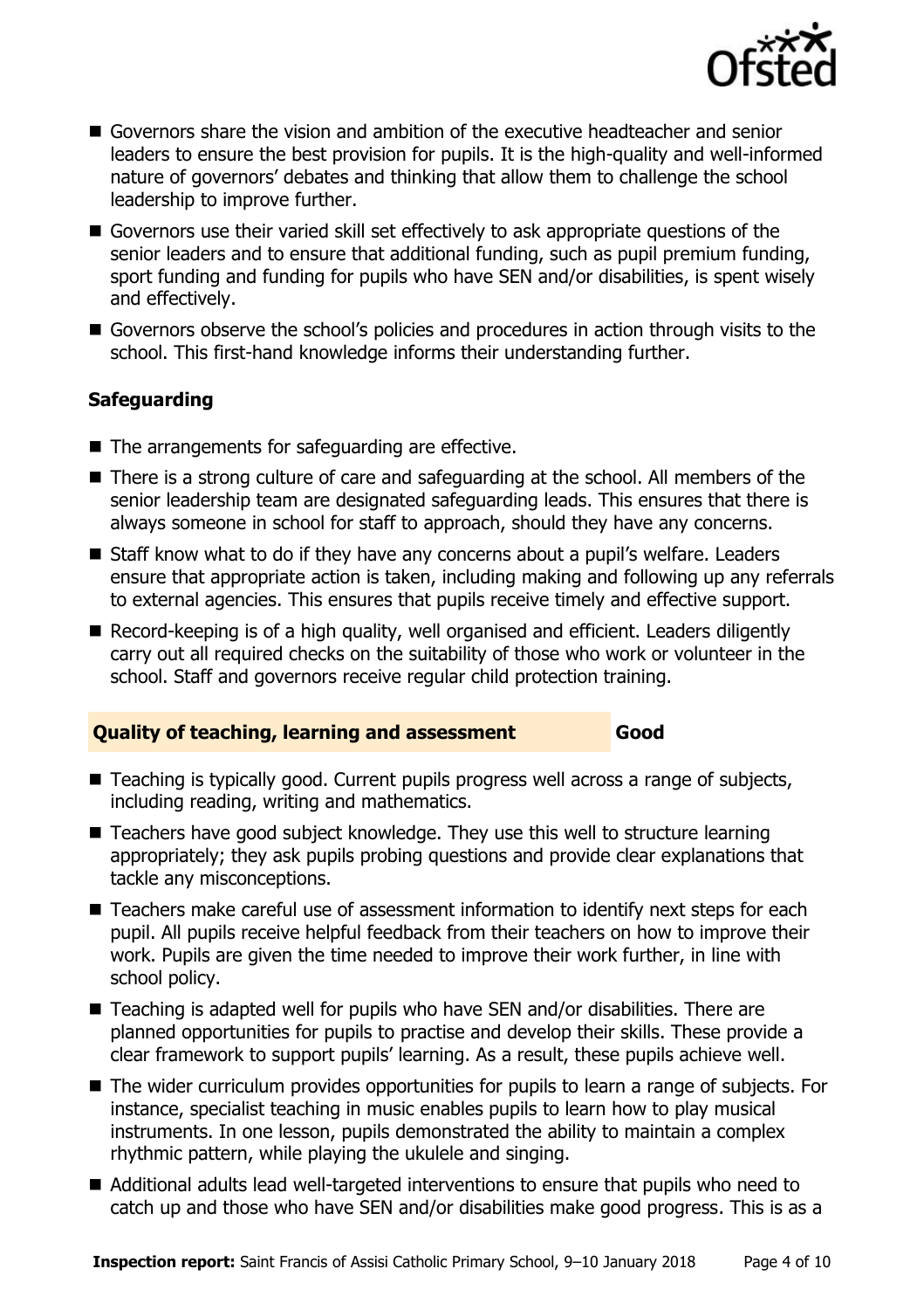- Governors share the vision and ambition of the executive headteacher and senior leaders to ensure the best provision for pupils. It is the high-quality and well-informed nature of governors' debates and thinking that allow them to challenge the school leadership to improve further.
- Governors use their varied skill set effectively to ask appropriate questions of the senior leaders and to ensure that additional funding, such as pupil premium funding, sport funding and funding for pupils who have SEN and/or disabilities, is spent wisely and effectively.
- Governors observe the school's policies and procedures in action through visits to the school. This first-hand knowledge informs their understanding further.

### Safeguarding

- The arrangements for safeguarding are effective.
- There is a strong culture of care and safeguarding at the school. All members of the senior leadership team are designated safeguarding leads. This ensures that there is always someone in school for staff to approach, should they have any concerns.
- Staff know what to do if they have any concerns about a pupil's welfare. Leaders ensure that appropriate action is taken, including making and following up any referrals to external agencies. This ensures that pupils receive timely and effective support.
- Record-keeping is of a high quality, well organised and efficient. Leaders diligently carry out all required checks on the suitability of those who work or volunteer in the school. Staff and governors receive regular child protection training.

## Quality of teaching, learning and assessment — Good

- Teaching is typically good. Current pupils progress well across a range of subjects, including reading, writing and mathematics.
- Teachers have good subject knowledge. They use this well to structure learning appropriately; they ask pupils probing questions and provide clear explanations that tackle any misconceptions.
- Teachers make careful use of assessment information to identify next steps for each pupil. All pupils receive helpful feedback from their teachers on how to improve their work. Pupils are given the time needed to improve their work further, in line with school policy.
- Teaching is adapted well for pupils who have SEN and/or disabilities. There are planned opportunities for pupils to practise and develop their skills. These provide a clear framework to support pupils' learning. As a result, these pupils achieve well.
- The wider curriculum provides opportunities for pupils to learn a range of subjects. For instance, specialist teaching in music enables pupils to learn how to play musical instruments. In one lesson, pupils demonstrated the ability to maintain a complex rhythmic pattern, while playing the ukulele and singing.
- Additional adults lead well-targeted interventions to ensure that pupils who need to catch up and those who have SEN and/or disabilities make good progress. This is as a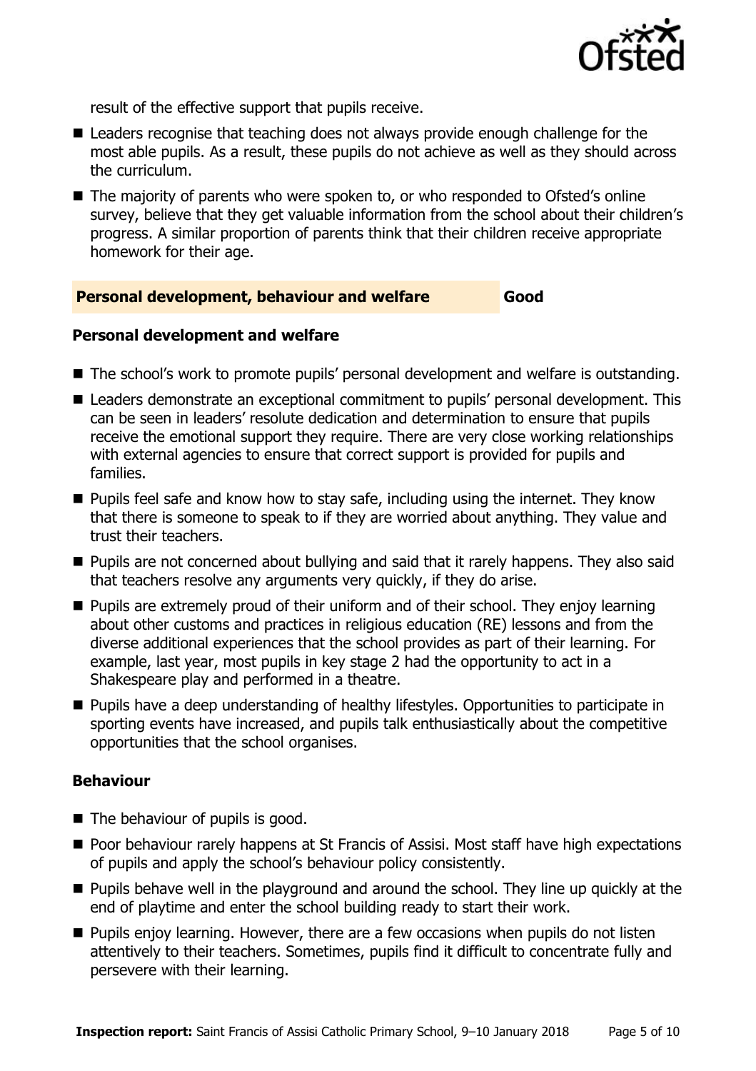result of the effective support that pupils receive.

- Leaders recognise that teaching does not always provide enough challenge for the most able pupils. As a result, these pupils do not achieve as well as they should across the curriculum.
- The majority of parents who were spoken to, or who responded to Ofsted's online survey, believe that they get valuable information from the school about their children's progress. A similar proportion of parents think that their children receive appropriate homework for their age.

## Personal development, behaviour and welfare — Good

### Personal development and welfare

- The school's work to promote pupils' personal development and welfare is outstanding.
- Leaders demonstrate an exceptional commitment to pupils' personal development. This can be seen in leaders' resolute dedication and determination to ensure that pupils receive the emotional support they require. There are very close working relationships with external agencies to ensure that correct support is provided for pupils and families.
- Pupils feel safe and know how to stay safe, including using the internet. They know that there is someone to speak to if they are worried about anything. They value and trust their teachers.
- Pupils are not concerned about bullying and said that it rarely happens. They also said that teachers resolve any arguments very quickly, if they do arise.
- Pupils are extremely proud of their uniform and of their school. They enjoy learning about other customs and practices in religious education (RE) lessons and from the diverse additional experiences that the school provides as part of their learning. For example, last year, most pupils in key stage 2 had the opportunity to act in a Shakespeare play and performed in a theatre.
- Pupils have a deep understanding of healthy lifestyles. Opportunities to participate in sporting events have increased, and pupils talk enthusiastically about the competitive opportunities that the school organises.

### Behaviour

- The behaviour of pupils is good.
- Poor behaviour rarely happens at St Francis of Assisi. Most staff have high expectations of pupils and apply the school's behaviour policy consistently.
- Pupils behave well in the playground and around the school. They line up quickly at the end of playtime and enter the school building ready to start their work.
- Pupils enjoy learning. However, there are a few occasions when pupils do not listen attentively to their teachers. Sometimes, pupils find it difficult to concentrate fully and persevere with their learning.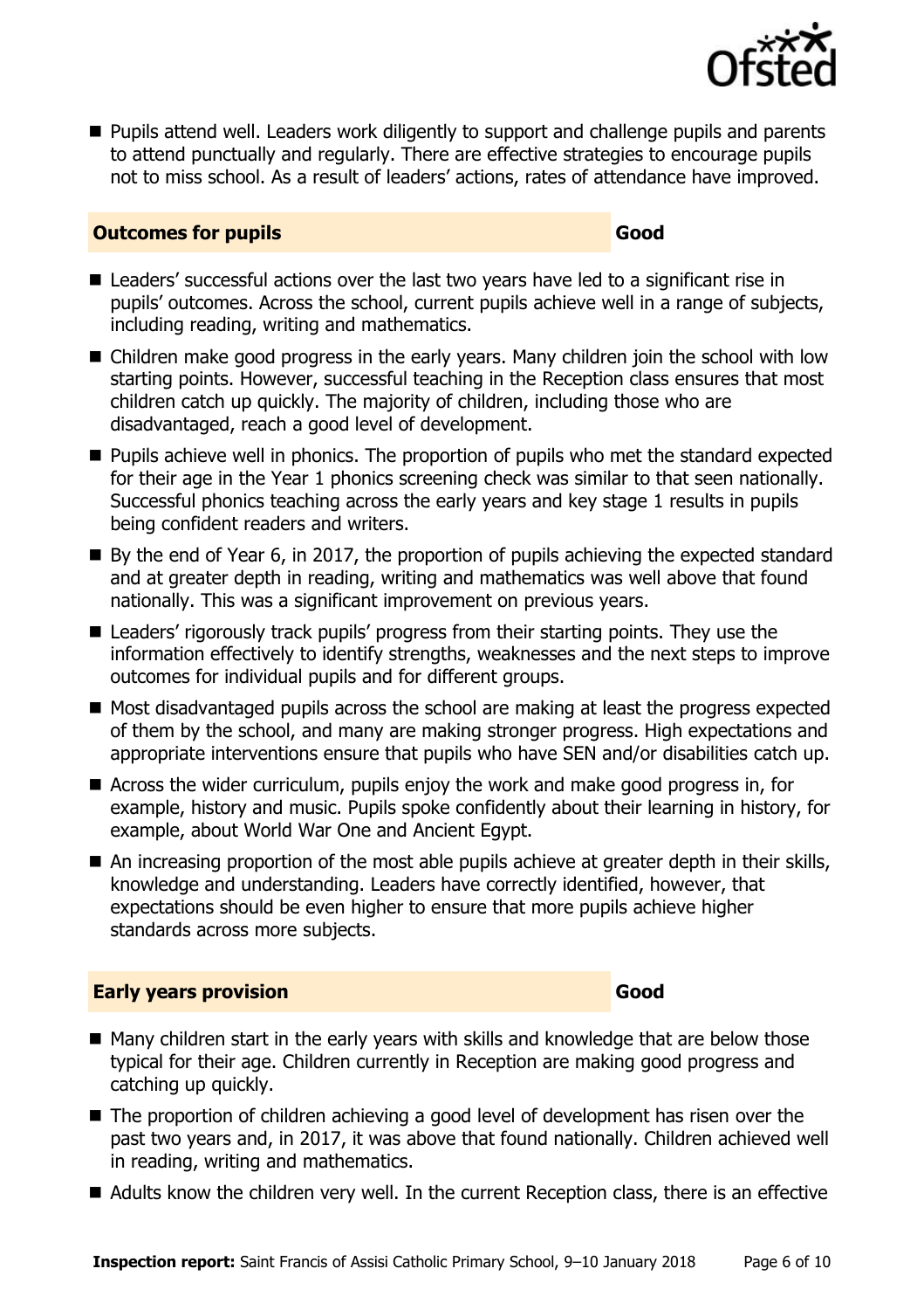- Pupils attend well. Leaders work diligently to support and challenge pupils and parents to attend punctually and regularly. There are effective strategies to encourage pupils not to miss school. As a result of leaders' actions, rates of attendance have improved.

## Outcomes for pupils — Good

- Leaders' successful actions over the last two years have led to a significant rise in pupils' outcomes. Across the school, current pupils achieve well in a range of subjects, including reading, writing and mathematics.
- Children make good progress in the early years. Many children join the school with low starting points. However, successful teaching in the Reception class ensures that most children catch up quickly. The majority of children, including those who are disadvantaged, reach a good level of development.
- Pupils achieve well in phonics. The proportion of pupils who met the standard expected for their age in the Year 1 phonics screening check was similar to that seen nationally. Successful phonics teaching across the early years and key stage 1 results in pupils being confident readers and writers.
- By the end of Year 6, in 2017, the proportion of pupils achieving the expected standard and at greater depth in reading, writing and mathematics was well above that found nationally. This was a significant improvement on previous years.
- Leaders' rigorously track pupils' progress from their starting points. They use the information effectively to identify strengths, weaknesses and the next steps to improve outcomes for individual pupils and for different groups.
- Most disadvantaged pupils across the school are making at least the progress expected of them by the school, and many are making stronger progress. High expectations and appropriate interventions ensure that pupils who have SEN and/or disabilities catch up.
- Across the wider curriculum, pupils enjoy the work and make good progress in, for example, history and music. Pupils spoke confidently about their learning in history, for example, about World War One and Ancient Egypt.
- An increasing proportion of the most able pupils achieve at greater depth in their skills, knowledge and understanding. Leaders have correctly identified, however, that expectations should be even higher to ensure that more pupils achieve higher standards across more subjects.

## Early years provision — Good

- Many children start in the early years with skills and knowledge that are below those typical for their age. Children currently in Reception are making good progress and catching up quickly.
- The proportion of children achieving a good level of development has risen over the past two years and, in 2017, it was above that found nationally. Children achieved well in reading, writing and mathematics.
- Adults know the children very well. In the current Reception class, there is an effective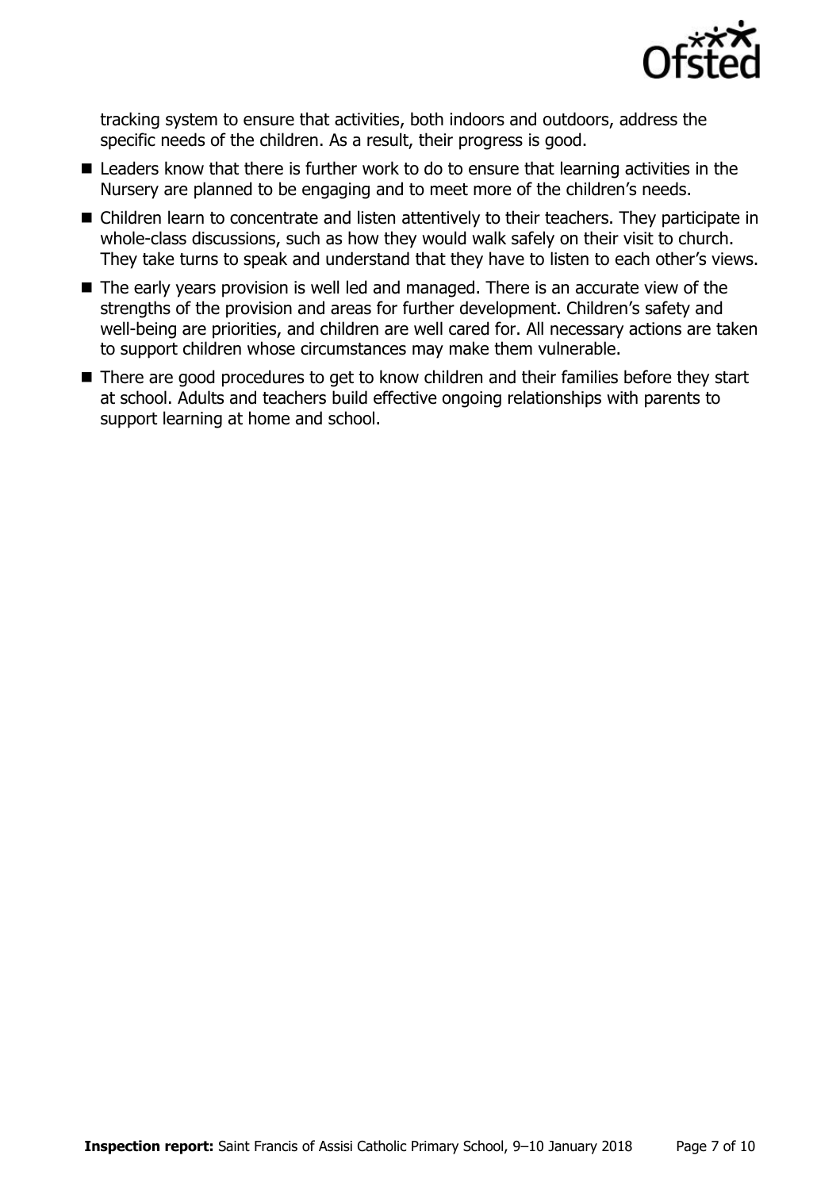tracking system to ensure that activities, both indoors and outdoors, address the specific needs of the children. As a result, their progress is good.

- Leaders know that there is further work to do to ensure that learning activities in the Nursery are planned to be engaging and to meet more of the children's needs.
- Children learn to concentrate and listen attentively to their teachers. They participate in whole-class discussions, such as how they would walk safely on their visit to church. They take turns to speak and understand that they have to listen to each other's views.
- The early years provision is well led and managed. There is an accurate view of the strengths of the provision and areas for further development. Children's safety and well-being are priorities, and children are well cared for. All necessary actions are taken to support children whose circumstances may make them vulnerable.
- There are good procedures to get to know children and their families before they start at school. Adults and teachers build effective ongoing relationships with parents to support learning at home and school.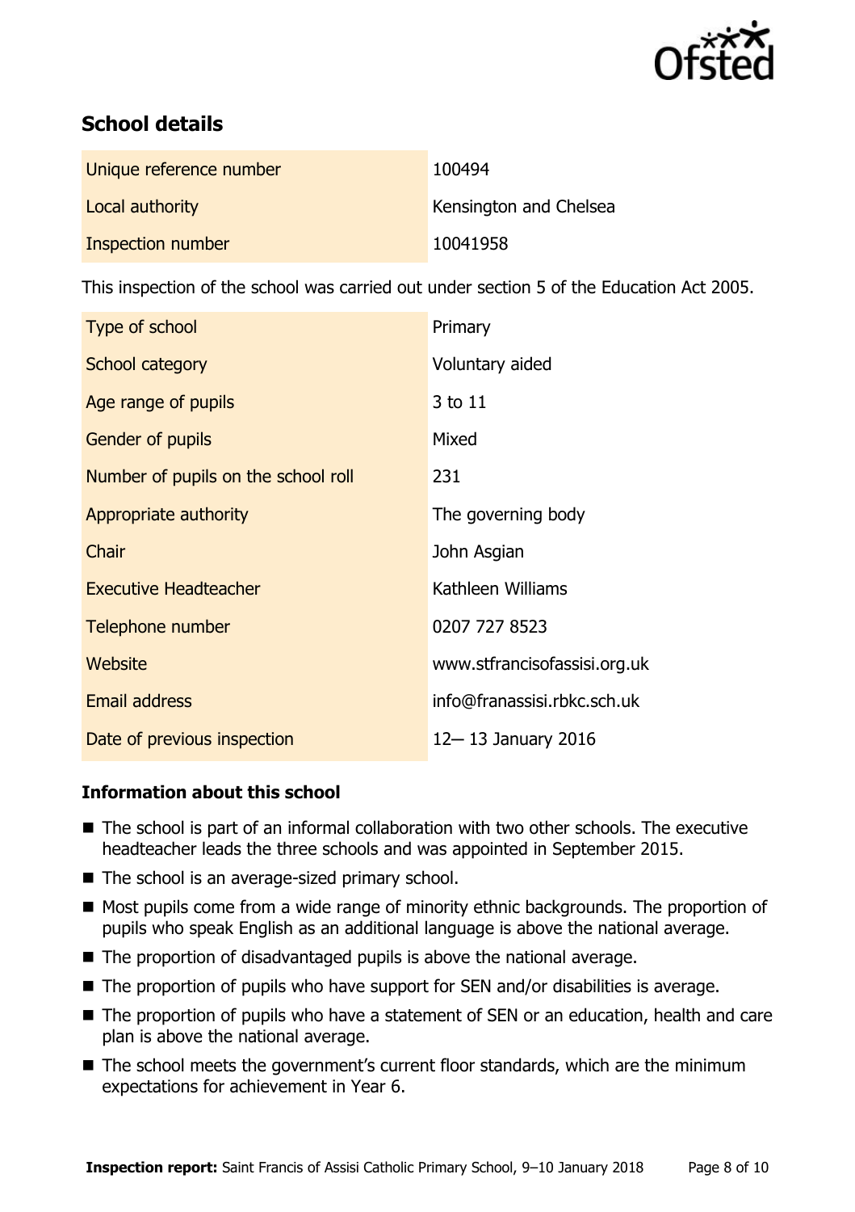## School details

| | |
|---|---|
| Unique reference number | 100494 |
| Local authority | Kensington and Chelsea |
| Inspection number | 10041958 |

This inspection of the school was carried out under section 5 of the Education Act 2005.

| | |
|---|---|
| Type of school | Primary |
| School category | Voluntary aided |
| Age range of pupils | 3 to 11 |
| Gender of pupils | Mixed |
| Number of pupils on the school roll | 231 |
| Appropriate authority | The governing body |
| Chair | John Asgian |
| Executive Headteacher | Kathleen Williams |
| Telephone number | 0207 727 8523 |
| Website | www.stfrancisofassisi.org.uk |
| Email address | info@franassisi.rbkc.sch.uk |
| Date of previous inspection | 12– 13 January 2016 |

### Information about this school

- The school is part of an informal collaboration with two other schools. The executive headteacher leads the three schools and was appointed in September 2015.
- The school is an average-sized primary school.
- Most pupils come from a wide range of minority ethnic backgrounds. The proportion of pupils who speak English as an additional language is above the national average.
- The proportion of disadvantaged pupils is above the national average.
- The proportion of pupils who have support for SEN and/or disabilities is average.
- The proportion of pupils who have a statement of SEN or an education, health and care plan is above the national average.
- The school meets the government's current floor standards, which are the minimum expectations for achievement in Year 6.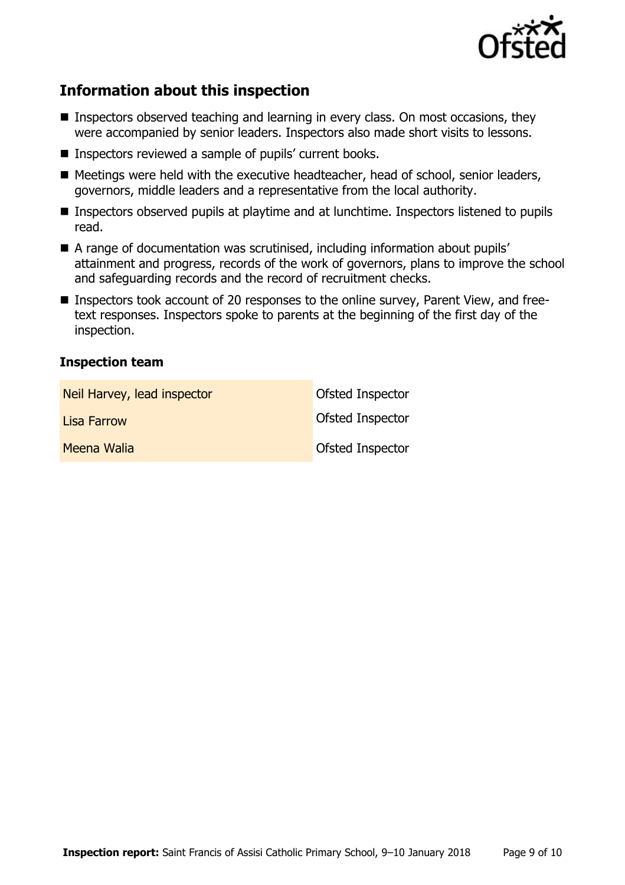## Information about this inspection

- Inspectors observed teaching and learning in every class. On most occasions, they were accompanied by senior leaders. Inspectors also made short visits to lessons.
- Inspectors reviewed a sample of pupils' current books.
- Meetings were held with the executive headteacher, head of school, senior leaders, governors, middle leaders and a representative from the local authority.
- Inspectors observed pupils at playtime and at lunchtime. Inspectors listened to pupils read.
- A range of documentation was scrutinised, including information about pupils' attainment and progress, records of the work of governors, plans to improve the school and safeguarding records and the record of recruitment checks.
- Inspectors took account of 20 responses to the online survey, Parent View, and free-text responses. Inspectors spoke to parents at the beginning of the first day of the inspection.

### Inspection team

| | |
|---|---|
| Neil Harvey, lead inspector | Ofsted Inspector |
| Lisa Farrow | Ofsted Inspector |
| Meena Walia | Ofsted Inspector |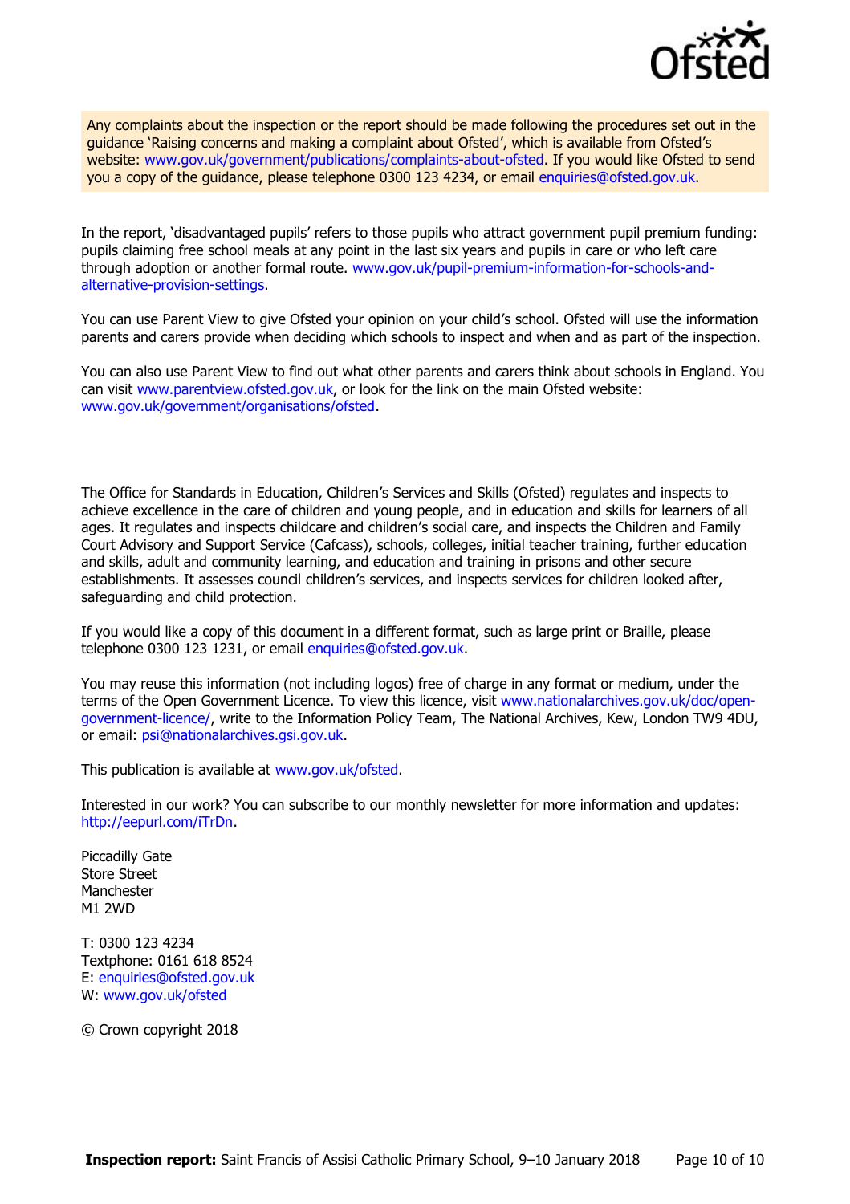Any complaints about the inspection or the report should be made following the procedures set out in the guidance 'Raising concerns and making a complaint about Ofsted', which is available from Ofsted's website: www.gov.uk/government/publications/complaints-about-ofsted. If you would like Ofsted to send you a copy of the guidance, please telephone 0300 123 4234, or email enquiries@ofsted.gov.uk.

In the report, 'disadvantaged pupils' refers to those pupils who attract government pupil premium funding: pupils claiming free school meals at any point in the last six years and pupils in care or who left care through adoption or another formal route. www.gov.uk/pupil-premium-information-for-schools-and-alternative-provision-settings.

You can use Parent View to give Ofsted your opinion on your child's school. Ofsted will use the information parents and carers provide when deciding which schools to inspect and when and as part of the inspection.

You can also use Parent View to find out what other parents and carers think about schools in England. You can visit www.parentview.ofsted.gov.uk, or look for the link on the main Ofsted website: www.gov.uk/government/organisations/ofsted.

The Office for Standards in Education, Children's Services and Skills (Ofsted) regulates and inspects to achieve excellence in the care of children and young people, and in education and skills for learners of all ages. It regulates and inspects childcare and children's social care, and inspects the Children and Family Court Advisory and Support Service (Cafcass), schools, colleges, initial teacher training, further education and skills, adult and community learning, and education and training in prisons and other secure establishments. It assesses council children's services, and inspects services for children looked after, safeguarding and child protection.

If you would like a copy of this document in a different format, such as large print or Braille, please telephone 0300 123 1231, or email enquiries@ofsted.gov.uk.

You may reuse this information (not including logos) free of charge in any format or medium, under the terms of the Open Government Licence. To view this licence, visit www.nationalarchives.gov.uk/doc/open-government-licence/, write to the Information Policy Team, The National Archives, Kew, London TW9 4DU, or email: psi@nationalarchives.gsi.gov.uk.

This publication is available at www.gov.uk/ofsted.

Interested in our work? You can subscribe to our monthly newsletter for more information and updates: http://eepurl.com/iTrDn.

Piccadilly Gate
Store Street
Manchester
M1 2WD

T: 0300 123 4234
Textphone: 0161 618 8524
E: enquiries@ofsted.gov.uk
W: www.gov.uk/ofsted

© Crown copyright 2018